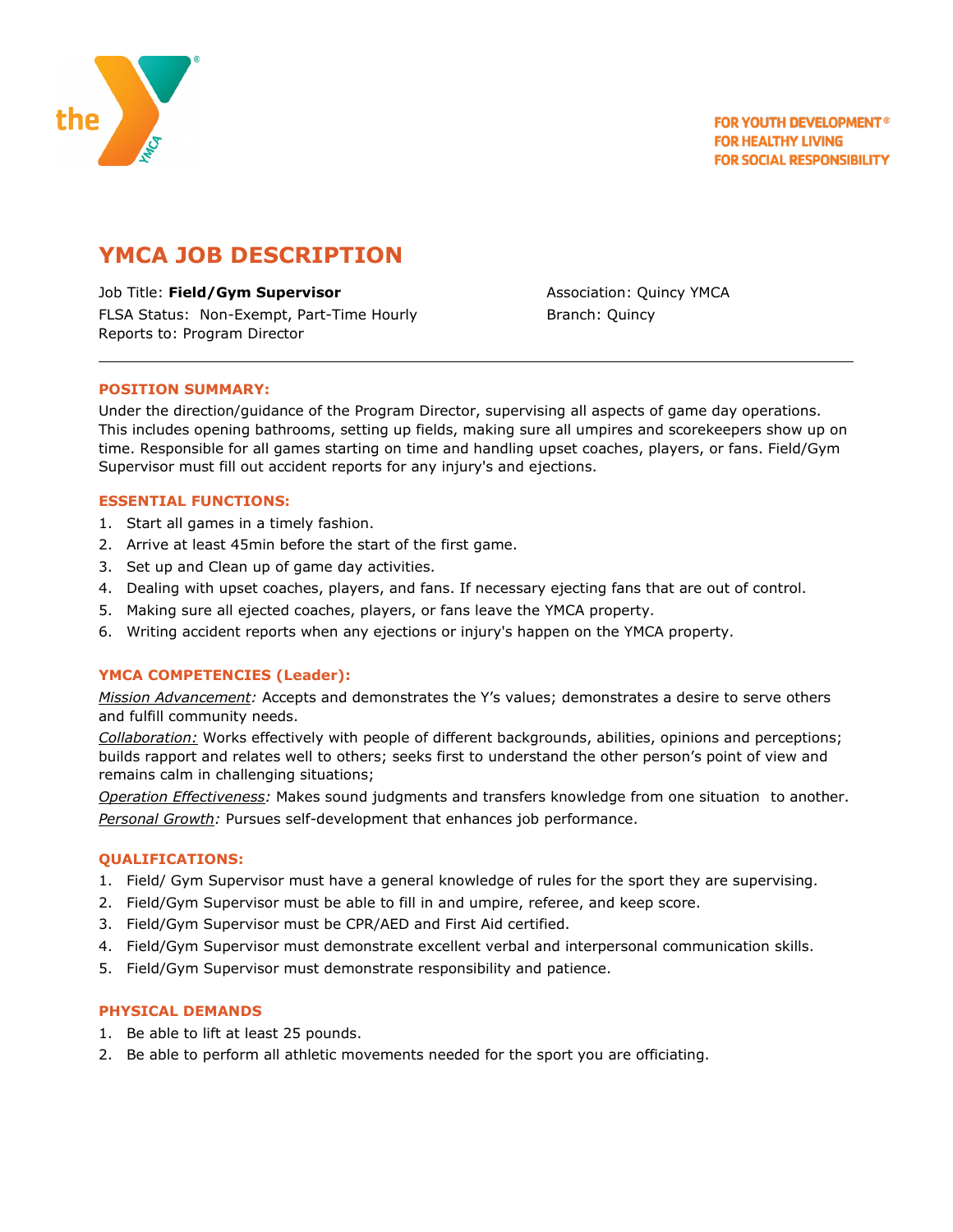FOR YOUTH DEVELOPMENT®
FOR HEALTHY LIVING
FOR SOCIAL RESPONSIBILITY

# YMCA JOB DESCRIPTION

Job Title: **Field/Gym Supervisor**
FLSA Status: Non-Exempt, Part-Time Hourly
Reports to: Program Director

Association: Quincy YMCA
Branch: Quincy

---

## POSITION SUMMARY:

Under the direction/guidance of the Program Director, supervising all aspects of game day operations. This includes opening bathrooms, setting up fields, making sure all umpires and scorekeepers show up on time. Responsible for all games starting on time and handling upset coaches, players, or fans. Field/Gym Supervisor must fill out accident reports for any injury's and ejections.

## ESSENTIAL FUNCTIONS:

1. Start all games in a timely fashion.
2. Arrive at least 45min before the start of the first game.
3. Set up and Clean up of game day activities.
4. Dealing with upset coaches, players, and fans. If necessary ejecting fans that are out of control.
5. Making sure all ejected coaches, players, or fans leave the YMCA property.
6. Writing accident reports when any ejections or injury's happen on the YMCA property.

## YMCA COMPETENCIES (Leader):

*Mission Advancement:* Accepts and demonstrates the Y's values; demonstrates a desire to serve others and fulfill community needs.

*Collaboration:* Works effectively with people of different backgrounds, abilities, opinions and perceptions; builds rapport and relates well to others; seeks first to understand the other person's point of view and remains calm in challenging situations;

*Operation Effectiveness:* Makes sound judgments and transfers knowledge from one situation to another.

*Personal Growth:* Pursues self-development that enhances job performance.

## QUALIFICATIONS:

1. Field/ Gym Supervisor must have a general knowledge of rules for the sport they are supervising.
2. Field/Gym Supervisor must be able to fill in and umpire, referee, and keep score.
3. Field/Gym Supervisor must be CPR/AED and First Aid certified.
4. Field/Gym Supervisor must demonstrate excellent verbal and interpersonal communication skills.
5. Field/Gym Supervisor must demonstrate responsibility and patience.

## PHYSICAL DEMANDS

1. Be able to lift at least 25 pounds.
2. Be able to perform all athletic movements needed for the sport you are officiating.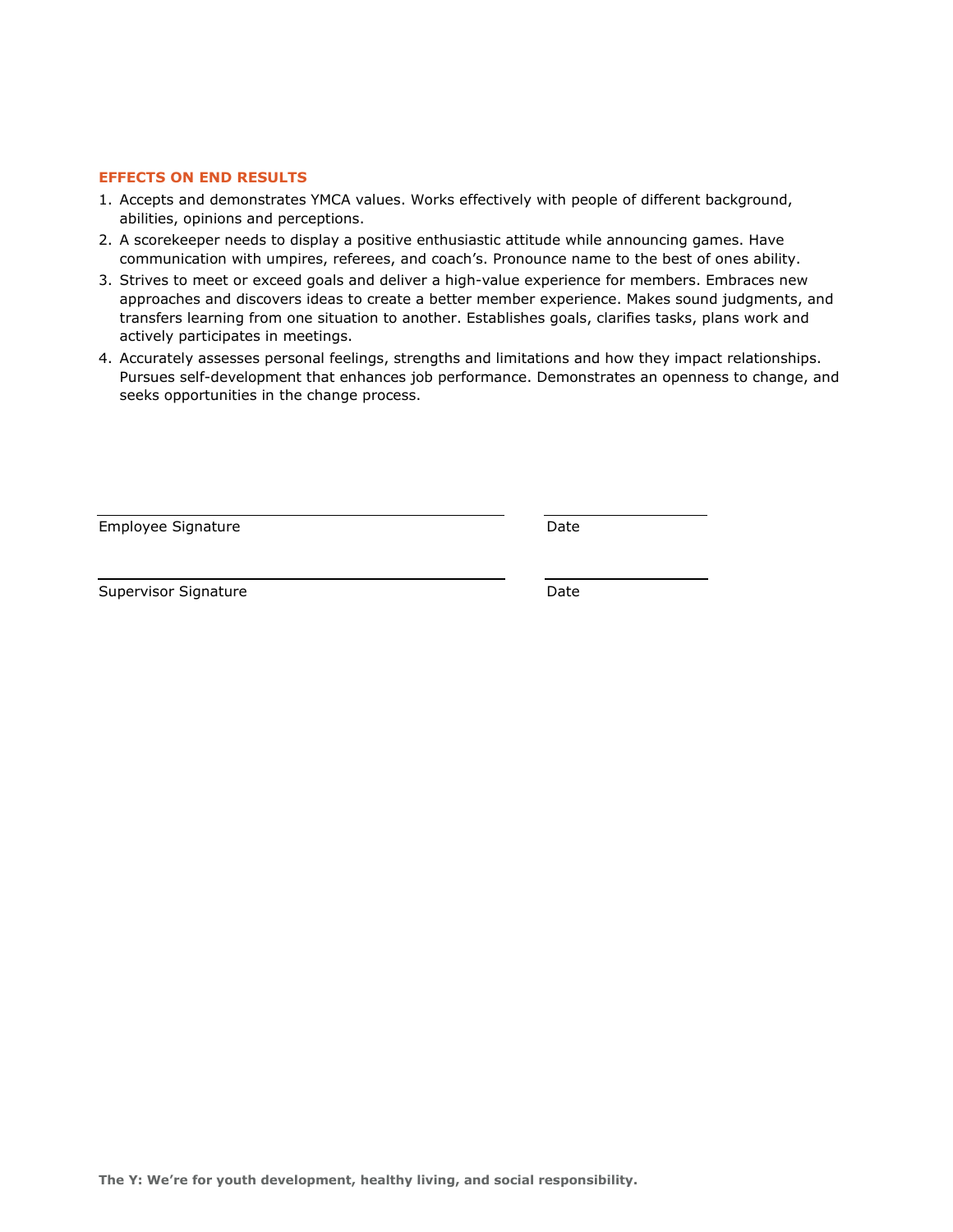### EFFECTS ON END RESULTS

1. Accepts and demonstrates YMCA values. Works effectively with people of different background, abilities, opinions and perceptions.
2. A scorekeeper needs to display a positive enthusiastic attitude while announcing games. Have communication with umpires, referees, and coach's. Pronounce name to the best of ones ability.
3. Strives to meet or exceed goals and deliver a high-value experience for members. Embraces new approaches and discovers ideas to create a better member experience. Makes sound judgments, and transfers learning from one situation to another. Establishes goals, clarifies tasks, plans work and actively participates in meetings.
4. Accurately assesses personal feelings, strengths and limitations and how they impact relationships. Pursues self-development that enhances job performance. Demonstrates an openness to change, and seeks opportunities in the change process.

Employee Signature ______________________ Date __________

Supervisor Signature ______________________ Date __________

**The Y: We're for youth development, healthy living, and social responsibility.**